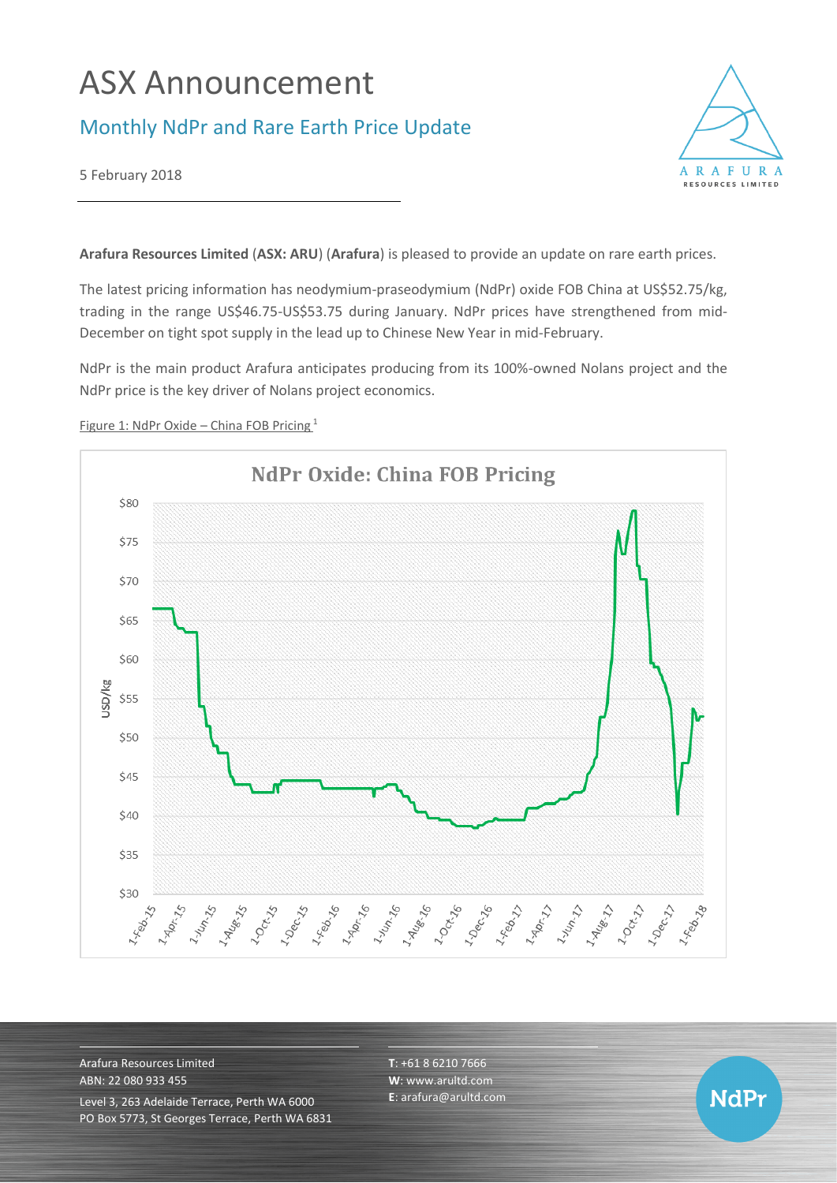# ASX Announcement

## Monthly NdPr and Rare Earth Price Update

5 February 2018

**Arafura Resources Limited** (**ASX: ARU**) (**Arafura**) is pleased to provide an update on rare earth prices.

The latest pricing information has neodymium-praseodymium (NdPr) oxide FOB China at US$52.75/kg, trading in the range US$46.75-US$53.75 during January. NdPr prices have strengthened from mid-December on tight spot supply in the lead up to Chinese New Year in mid-February.

NdPr is the main product Arafura anticipates producing from its 100%-owned Nolans project and the NdPr price is the key driver of Nolans project economics.

Figure 1: NdPr Oxide – China FOB Pricing [1]

Arafura Resources Limited
ABN: 22 080 933 455
Level 3, 263 Adelaide Terrace, Perth WA 6000
PO Box 5773, St Georges Terrace, Perth WA 6831

**T**: +61 8 6210 7666
**W**: www.arultd.com
**E**: arafura@arultd.com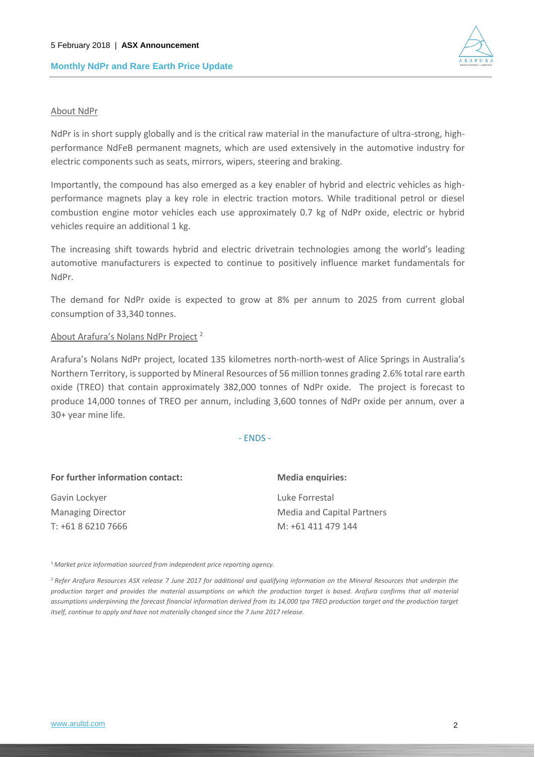About NdPr

NdPr is in short supply globally and is the critical raw material in the manufacture of ultra-strong, high-performance NdFeB permanent magnets, which are used extensively in the automotive industry for electric components such as seats, mirrors, wipers, steering and braking.

Importantly, the compound has also emerged as a key enabler of hybrid and electric vehicles as high-performance magnets play a key role in electric traction motors. While traditional petrol or diesel combustion engine motor vehicles each use approximately 0.7 kg of NdPr oxide, electric or hybrid vehicles require an additional 1 kg.

The increasing shift towards hybrid and electric drivetrain technologies among the world's leading automotive manufacturers is expected to continue to positively influence market fundamentals for NdPr.

The demand for NdPr oxide is expected to grow at 8% per annum to 2025 from current global consumption of 33,340 tonnes.

About Arafura's Nolans NdPr Project [2]

Arafura's Nolans NdPr project, located 135 kilometres north-north-west of Alice Springs in Australia's Northern Territory, is supported by Mineral Resources of 56 million tonnes grading 2.6% total rare earth oxide (TREO) that contain approximately 382,000 tonnes of NdPr oxide. The project is forecast to produce 14,000 tonnes of TREO per annum, including 3,600 tonnes of NdPr oxide per annum, over a 30+ year mine life.

- ENDS -

**For further information contact:**

Gavin Lockyer
Managing Director
T: +61 8 6210 7666

**Media enquiries:**

Luke Forrestal
Media and Capital Partners
M: +61 411 479 144

[1] *Market price information sourced from independent price reporting agency.*

[2] *Refer Arafura Resources ASX release 7 June 2017 for additional and qualifying information on the Mineral Resources that underpin the production target and provides the material assumptions on which the production target is based. Arafura confirms that all material assumptions underpinning the forecast financial information derived from its 14,000 tpa TREO production target and the production target itself, continue to apply and have not materially changed since the 7 June 2017 release.*

www.arultd.com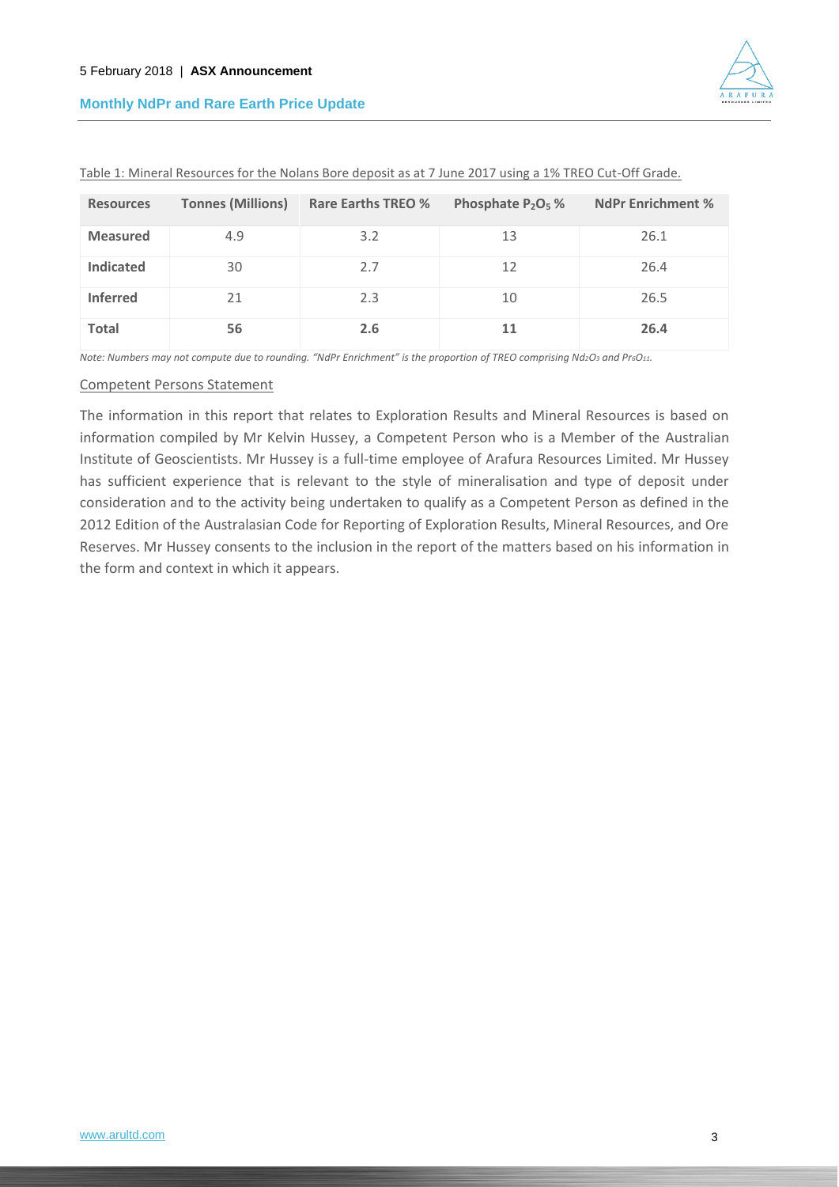Table 1: Mineral Resources for the Nolans Bore deposit as at 7 June 2017 using a 1% TREO Cut-Off Grade.

| Resources | Tonnes (Millions) | Rare Earths TREO % | Phosphate $P_2O_5$ % | NdPr Enrichment % |
|---|---|---|---|---|
| **Measured** | 4.9 | 3.2 | 13 | 26.1 |
| **Indicated** | 30 | 2.7 | 12 | 26.4 |
| **Inferred** | 21 | 2.3 | 10 | 26.5 |
| **Total** | **56** | **2.6** | **11** | **26.4** |

*Note: Numbers may not compute due to rounding. "NdPr Enrichment" is the proportion of TREO comprising $Nd_2O_3$ and $Pr_6O_{11}$.*

Competent Persons Statement

The information in this report that relates to Exploration Results and Mineral Resources is based on information compiled by Mr Kelvin Hussey, a Competent Person who is a Member of the Australian Institute of Geoscientists. Mr Hussey is a full-time employee of Arafura Resources Limited. Mr Hussey has sufficient experience that is relevant to the style of mineralisation and type of deposit under consideration and to the activity being undertaken to qualify as a Competent Person as defined in the 2012 Edition of the Australasian Code for Reporting of Exploration Results, Mineral Resources, and Ore Reserves. Mr Hussey consents to the inclusion in the report of the matters based on his information in the form and context in which it appears.